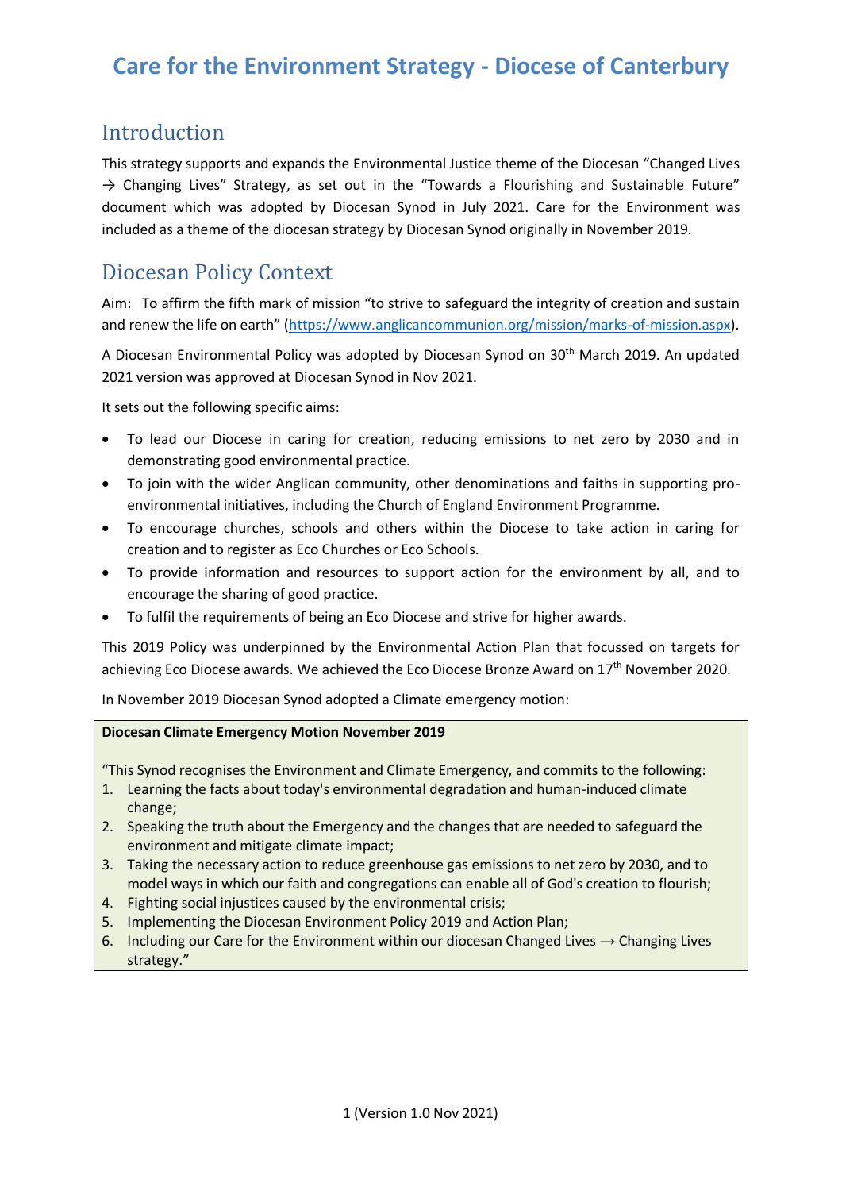# Care for the Environment Strategy - Diocese of Canterbury

## Introduction

This strategy supports and expands the Environmental Justice theme of the Diocesan "Changed Lives → Changing Lives" Strategy, as set out in the "Towards a Flourishing and Sustainable Future" document which was adopted by Diocesan Synod in July 2021. Care for the Environment was included as a theme of the diocesan strategy by Diocesan Synod originally in November 2019.

## Diocesan Policy Context

Aim: To affirm the fifth mark of mission "to strive to safeguard the integrity of creation and sustain and renew the life on earth" (https://www.anglicancommunion.org/mission/marks-of-mission.aspx).

A Diocesan Environmental Policy was adopted by Diocesan Synod on 30th March 2019. An updated 2021 version was approved at Diocesan Synod in Nov 2021.

It sets out the following specific aims:

- To lead our Diocese in caring for creation, reducing emissions to net zero by 2030 and in demonstrating good environmental practice.
- To join with the wider Anglican community, other denominations and faiths in supporting pro-environmental initiatives, including the Church of England Environment Programme.
- To encourage churches, schools and others within the Diocese to take action in caring for creation and to register as Eco Churches or Eco Schools.
- To provide information and resources to support action for the environment by all, and to encourage the sharing of good practice.
- To fulfil the requirements of being an Eco Diocese and strive for higher awards.

This 2019 Policy was underpinned by the Environmental Action Plan that focussed on targets for achieving Eco Diocese awards. We achieved the Eco Diocese Bronze Award on 17th November 2020.

In November 2019 Diocesan Synod adopted a Climate emergency motion:

> **Diocesan Climate Emergency Motion November 2019**
>
> "This Synod recognises the Environment and Climate Emergency, and commits to the following:
>
> 1. Learning the facts about today's environmental degradation and human-induced climate change;
> 2. Speaking the truth about the Emergency and the changes that are needed to safeguard the environment and mitigate climate impact;
> 3. Taking the necessary action to reduce greenhouse gas emissions to net zero by 2030, and to model ways in which our faith and congregations can enable all of God's creation to flourish;
> 4. Fighting social injustices caused by the environmental crisis;
> 5. Implementing the Diocesan Environment Policy 2019 and Action Plan;
> 6. Including our Care for the Environment within our diocesan Changed Lives ⟶ Changing Lives strategy."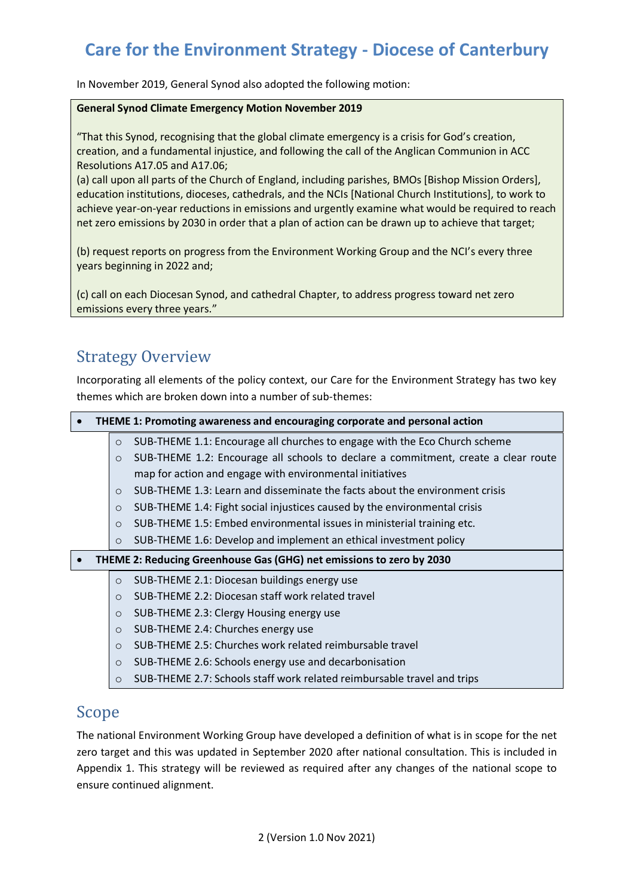In November 2019, General Synod also adopted the following motion:

**General Synod Climate Emergency Motion November 2019**

"That this Synod, recognising that the global climate emergency is a crisis for God's creation, creation, and a fundamental injustice, and following the call of the Anglican Communion in ACC Resolutions A17.05 and A17.06;
(a) call upon all parts of the Church of England, including parishes, BMOs [Bishop Mission Orders], education institutions, dioceses, cathedrals, and the NCIs [National Church Institutions], to work to achieve year-on-year reductions in emissions and urgently examine what would be required to reach net zero emissions by 2030 in order that a plan of action can be drawn up to achieve that target;

(b) request reports on progress from the Environment Working Group and the NCI's every three years beginning in 2022 and;

(c) call on each Diocesan Synod, and cathedral Chapter, to address progress toward net zero emissions every three years."

## Strategy Overview

Incorporating all elements of the policy context, our Care for the Environment Strategy has two key themes which are broken down into a number of sub-themes:

- **THEME 1: Promoting awareness and encouraging corporate and personal action**
  - SUB-THEME 1.1: Encourage all churches to engage with the Eco Church scheme
  - SUB-THEME 1.2: Encourage all schools to declare a commitment, create a clear route map for action and engage with environmental initiatives
  - SUB-THEME 1.3: Learn and disseminate the facts about the environment crisis
  - SUB-THEME 1.4: Fight social injustices caused by the environmental crisis
  - SUB-THEME 1.5: Embed environmental issues in ministerial training etc.
  - SUB-THEME 1.6: Develop and implement an ethical investment policy
- **THEME 2: Reducing Greenhouse Gas (GHG) net emissions to zero by 2030**
  - SUB-THEME 2.1: Diocesan buildings energy use
  - SUB-THEME 2.2: Diocesan staff work related travel
  - SUB-THEME 2.3: Clergy Housing energy use
  - SUB-THEME 2.4: Churches energy use
  - SUB-THEME 2.5: Churches work related reimbursable travel
  - SUB-THEME 2.6: Schools energy use and decarbonisation
  - SUB-THEME 2.7: Schools staff work related reimbursable travel and trips

## Scope

The national Environment Working Group have developed a definition of what is in scope for the net zero target and this was updated in September 2020 after national consultation. This is included in Appendix 1. This strategy will be reviewed as required after any changes of the national scope to ensure continued alignment.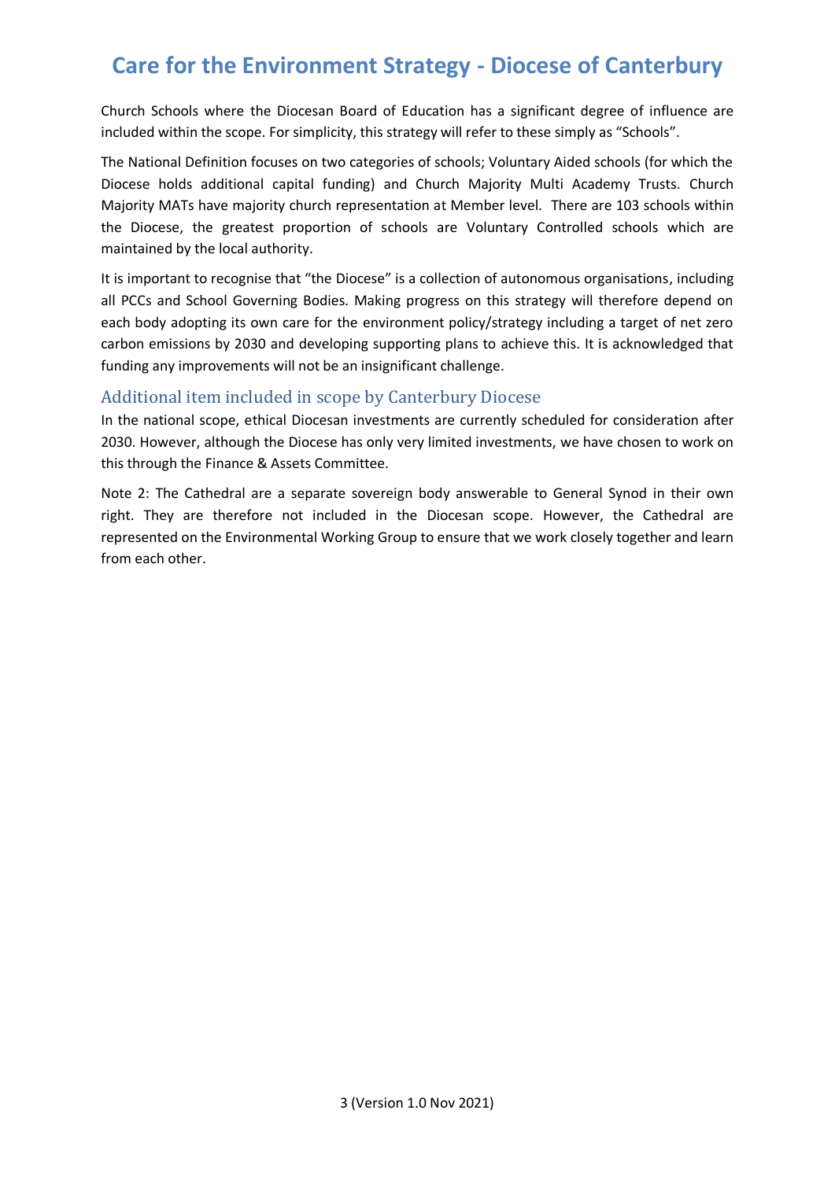Church Schools where the Diocesan Board of Education has a significant degree of influence are included within the scope. For simplicity, this strategy will refer to these simply as "Schools".

The National Definition focuses on two categories of schools; Voluntary Aided schools (for which the Diocese holds additional capital funding) and Church Majority Multi Academy Trusts. Church Majority MATs have majority church representation at Member level. There are 103 schools within the Diocese, the greatest proportion of schools are Voluntary Controlled schools which are maintained by the local authority.

It is important to recognise that "the Diocese" is a collection of autonomous organisations, including all PCCs and School Governing Bodies. Making progress on this strategy will therefore depend on each body adopting its own care for the environment policy/strategy including a target of net zero carbon emissions by 2030 and developing supporting plans to achieve this. It is acknowledged that funding any improvements will not be an insignificant challenge.

## Additional item included in scope by Canterbury Diocese

In the national scope, ethical Diocesan investments are currently scheduled for consideration after 2030. However, although the Diocese has only very limited investments, we have chosen to work on this through the Finance & Assets Committee.

Note 2: The Cathedral are a separate sovereign body answerable to General Synod in their own right. They are therefore not included in the Diocesan scope. However, the Cathedral are represented on the Environmental Working Group to ensure that we work closely together and learn from each other.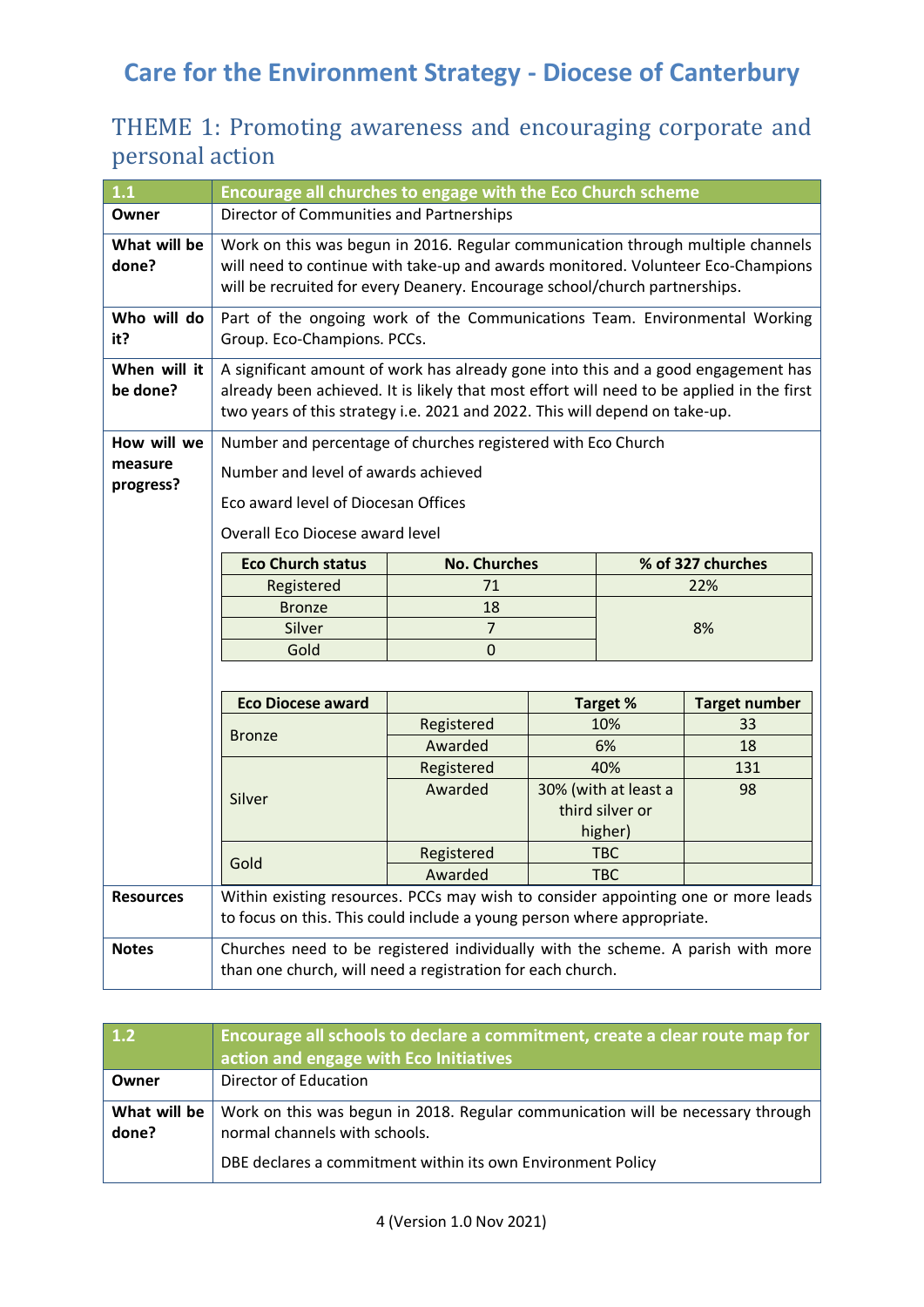# Care for the Environment Strategy - Diocese of Canterbury

## THEME 1: Promoting awareness and encouraging corporate and personal action

| 1.1 | Encourage all churches to engage with the Eco Church scheme |
|---|---|
| **Owner** | Director of Communities and Partnerships |
| **What will be done?** | Work on this was begun in 2016. Regular communication through multiple channels will need to continue with take-up and awards monitored. Volunteer Eco-Champions will be recruited for every Deanery. Encourage school/church partnerships. |
| **Who will do it?** | Part of the ongoing work of the Communications Team. Environmental Working Group. Eco-Champions. PCCs. |
| **When will it be done?** | A significant amount of work has already gone into this and a good engagement has already been achieved. It is likely that most effort will need to be applied in the first two years of this strategy i.e. 2021 and 2022. This will depend on take-up. |
| **How will we measure progress?** | Number and percentage of churches registered with Eco Church<br>Number and level of awards achieved<br>Eco award level of Diocesan Offices<br>Overall Eco Diocese award level |

| Eco Church status | No. Churches | % of 327 churches |
|---|---|---|
| Registered | 71 | 22% |
| Bronze | 18 | 8% |
| Silver | 7 | |
| Gold | 0 | |

| Eco Diocese award | | Target % | Target number |
|---|---|---|---|
| Bronze | Registered | 10% | 33 |
| | Awarded | 6% | 18 |
| Silver | Registered | 40% | 131 |
| | Awarded | 30% (with at least a third silver or higher) | 98 |
| Gold | Registered | TBC | |
| | Awarded | TBC | |

| | |
|---|---|
| **Resources** | Within existing resources. PCCs may wish to consider appointing one or more leads to focus on this. This could include a young person where appropriate. |
| **Notes** | Churches need to be registered individually with the scheme. A parish with more than one church, will need a registration for each church. |

| 1.2 | Encourage all schools to declare a commitment, create a clear route map for action and engage with Eco Initiatives |
|---|---|
| **Owner** | Director of Education |
| **What will be done?** | Work on this was begun in 2018. Regular communication will be necessary through normal channels with schools.<br>DBE declares a commitment within its own Environment Policy |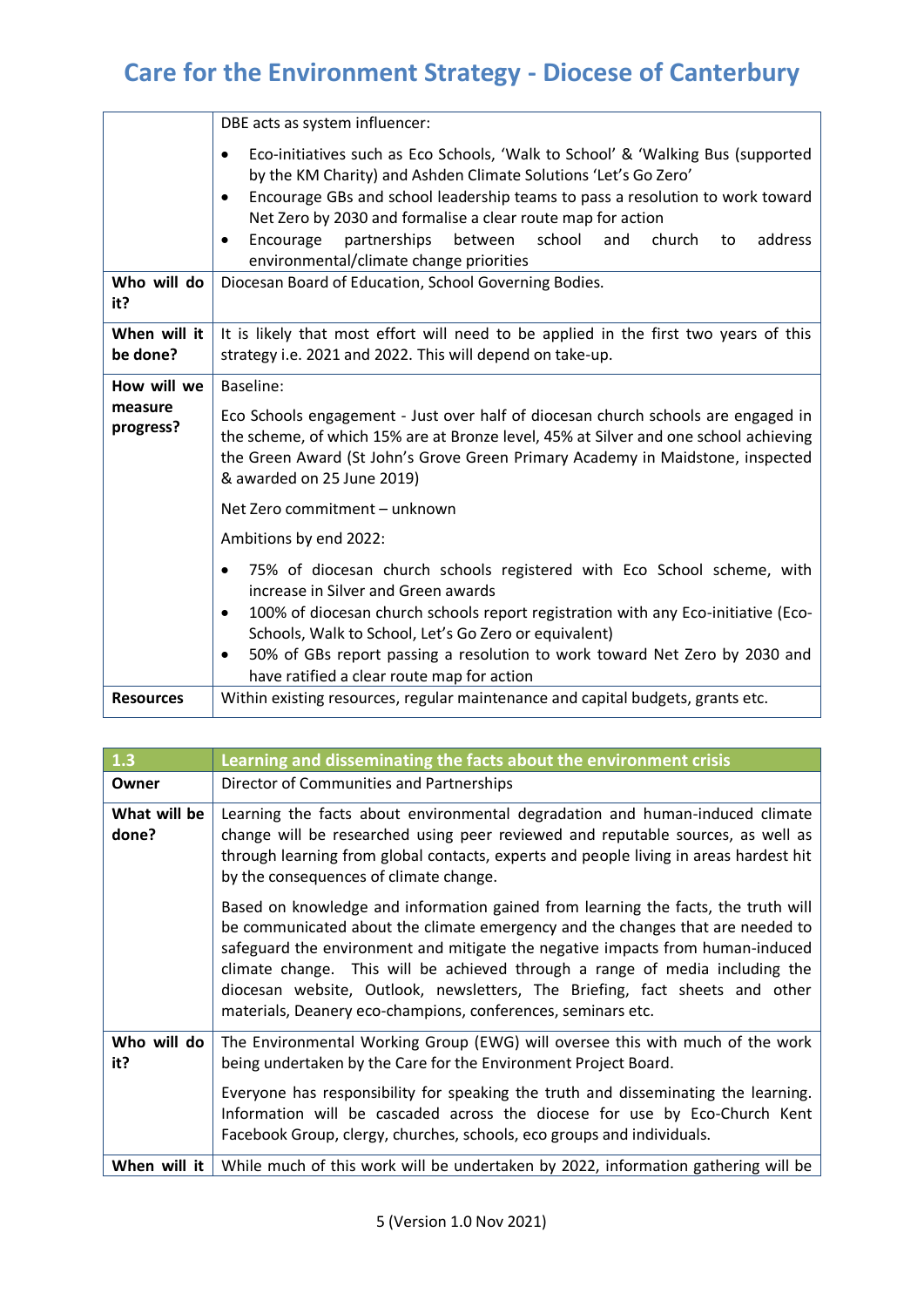| | |
|---|---|
| | DBE acts as system influencer:<br>• Eco-initiatives such as Eco Schools, 'Walk to School' & 'Walking Bus (supported by the KM Charity) and Ashden Climate Solutions 'Let's Go Zero'<br>• Encourage GBs and school leadership teams to pass a resolution to work toward Net Zero by 2030 and formalise a clear route map for action<br>• Encourage partnerships between school and church to address environmental/climate change priorities |
| **Who will do it?** | Diocesan Board of Education, School Governing Bodies. |
| **When will it be done?** | It is likely that most effort will need to be applied in the first two years of this strategy i.e. 2021 and 2022. This will depend on take-up. |
| **How will we measure progress?** | Baseline:<br>Eco Schools engagement - Just over half of diocesan church schools are engaged in the scheme, of which 15% are at Bronze level, 45% at Silver and one school achieving the Green Award (St John's Grove Green Primary Academy in Maidstone, inspected & awarded on 25 June 2019)<br>Net Zero commitment – unknown<br>Ambitions by end 2022:<br>• 75% of diocesan church schools registered with Eco School scheme, with increase in Silver and Green awards<br>• 100% of diocesan church schools report registration with any Eco-initiative (Eco-Schools, Walk to School, Let's Go Zero or equivalent)<br>• 50% of GBs report passing a resolution to work toward Net Zero by 2030 and have ratified a clear route map for action |
| **Resources** | Within existing resources, regular maintenance and capital budgets, grants etc. |

| 1.3 | Learning and disseminating the facts about the environment crisis |
|---|---|
| **Owner** | Director of Communities and Partnerships |
| **What will be done?** | Learning the facts about environmental degradation and human-induced climate change will be researched using peer reviewed and reputable sources, as well as through learning from global contacts, experts and people living in areas hardest hit by the consequences of climate change.<br>Based on knowledge and information gained from learning the facts, the truth will be communicated about the climate emergency and the changes that are needed to safeguard the environment and mitigate the negative impacts from human-induced climate change. This will be achieved through a range of media including the diocesan website, Outlook, newsletters, The Briefing, fact sheets and other materials, Deanery eco-champions, conferences, seminars etc. |
| **Who will do it?** | The Environmental Working Group (EWG) will oversee this with much of the work being undertaken by the Care for the Environment Project Board.<br>Everyone has responsibility for speaking the truth and disseminating the learning. Information will be cascaded across the diocese for use by Eco-Church Kent Facebook Group, clergy, churches, schools, eco groups and individuals. |
| **When will it** | While much of this work will be undertaken by 2022, information gathering will be |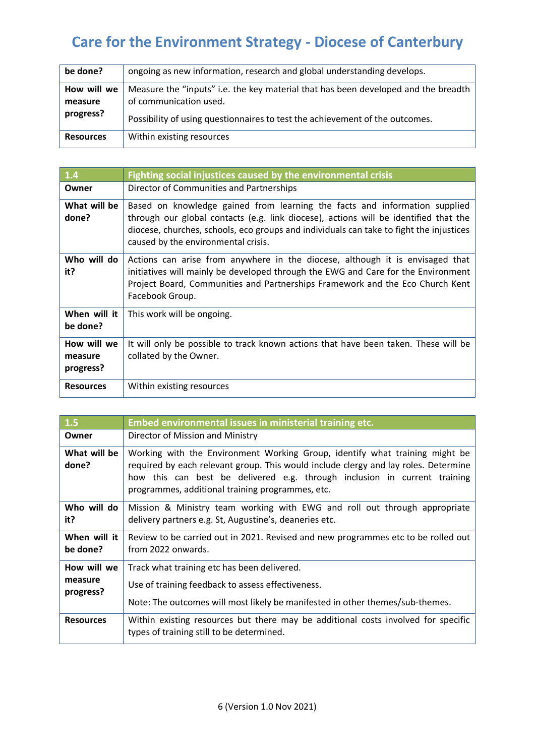| be done? | ongoing as new information, research and global understanding develops. |
|---|---|
| **How will we measure progress?** | Measure the "inputs" i.e. the key material that has been developed and the breadth of communication used. Possibility of using questionnaires to test the achievement of the outcomes. |
| **Resources** | Within existing resources |

| 1.4 | Fighting social injustices caused by the environmental crisis |
|---|---|
| **Owner** | Director of Communities and Partnerships |
| **What will be done?** | Based on knowledge gained from learning the facts and information supplied through our global contacts (e.g. link diocese), actions will be identified that the diocese, churches, schools, eco groups and individuals can take to fight the injustices caused by the environmental crisis. |
| **Who will do it?** | Actions can arise from anywhere in the diocese, although it is envisaged that initiatives will mainly be developed through the EWG and Care for the Environment Project Board, Communities and Partnerships Framework and the Eco Church Kent Facebook Group. |
| **When will it be done?** | This work will be ongoing. |
| **How will we measure progress?** | It will only be possible to track known actions that have been taken. These will be collated by the Owner. |
| **Resources** | Within existing resources |

| 1.5 | Embed environmental issues in ministerial training etc. |
|---|---|
| **Owner** | Director of Mission and Ministry |
| **What will be done?** | Working with the Environment Working Group, identify what training might be required by each relevant group. This would include clergy and lay roles. Determine how this can best be delivered e.g. through inclusion in current training programmes, additional training programmes, etc. |
| **Who will do it?** | Mission & Ministry team working with EWG and roll out through appropriate delivery partners e.g. St, Augustine's, deaneries etc. |
| **When will it be done?** | Review to be carried out in 2021. Revised and new programmes etc to be rolled out from 2022 onwards. |
| **How will we measure progress?** | Track what training etc has been delivered. Use of training feedback to assess effectiveness. Note: The outcomes will most likely be manifested in other themes/sub-themes. |
| **Resources** | Within existing resources but there may be additional costs involved for specific types of training still to be determined. |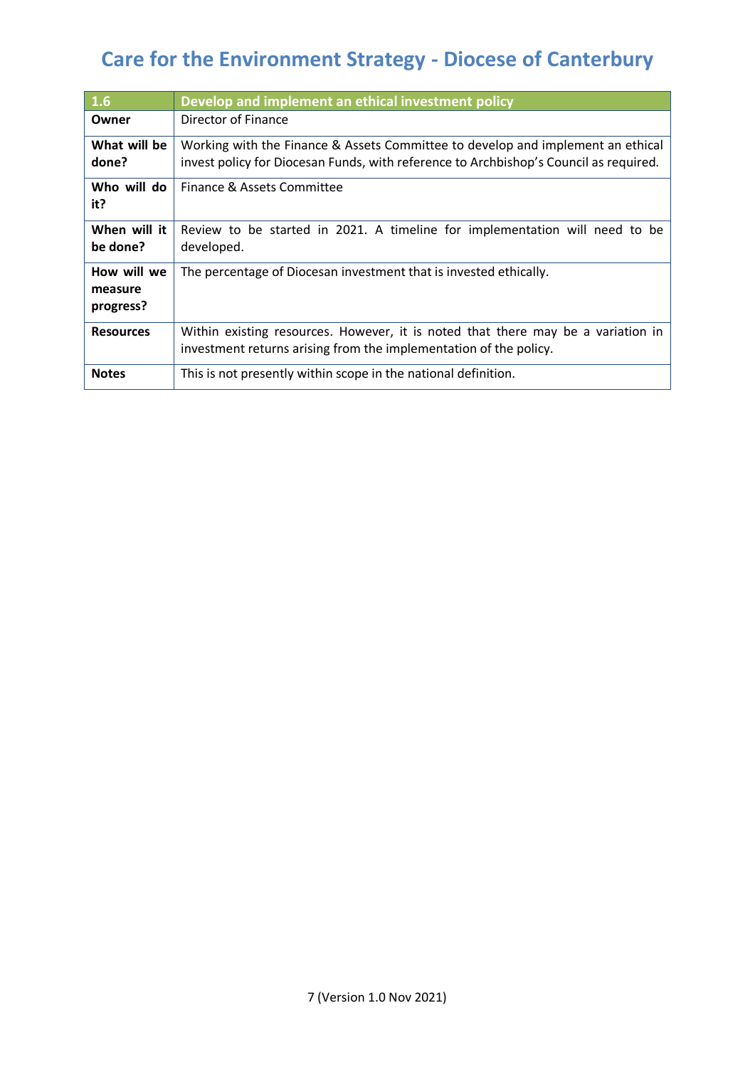| 1.6 | Develop and implement an ethical investment policy |
|---|---|
| **Owner** | Director of Finance |
| **What will be done?** | Working with the Finance & Assets Committee to develop and implement an ethical invest policy for Diocesan Funds, with reference to Archbishop's Council as required. |
| **Who will do it?** | Finance & Assets Committee |
| **When will it be done?** | Review to be started in 2021. A timeline for implementation will need to be developed. |
| **How will we measure progress?** | The percentage of Diocesan investment that is invested ethically. |
| **Resources** | Within existing resources. However, it is noted that there may be a variation in investment returns arising from the implementation of the policy. |
| **Notes** | This is not presently within scope in the national definition. |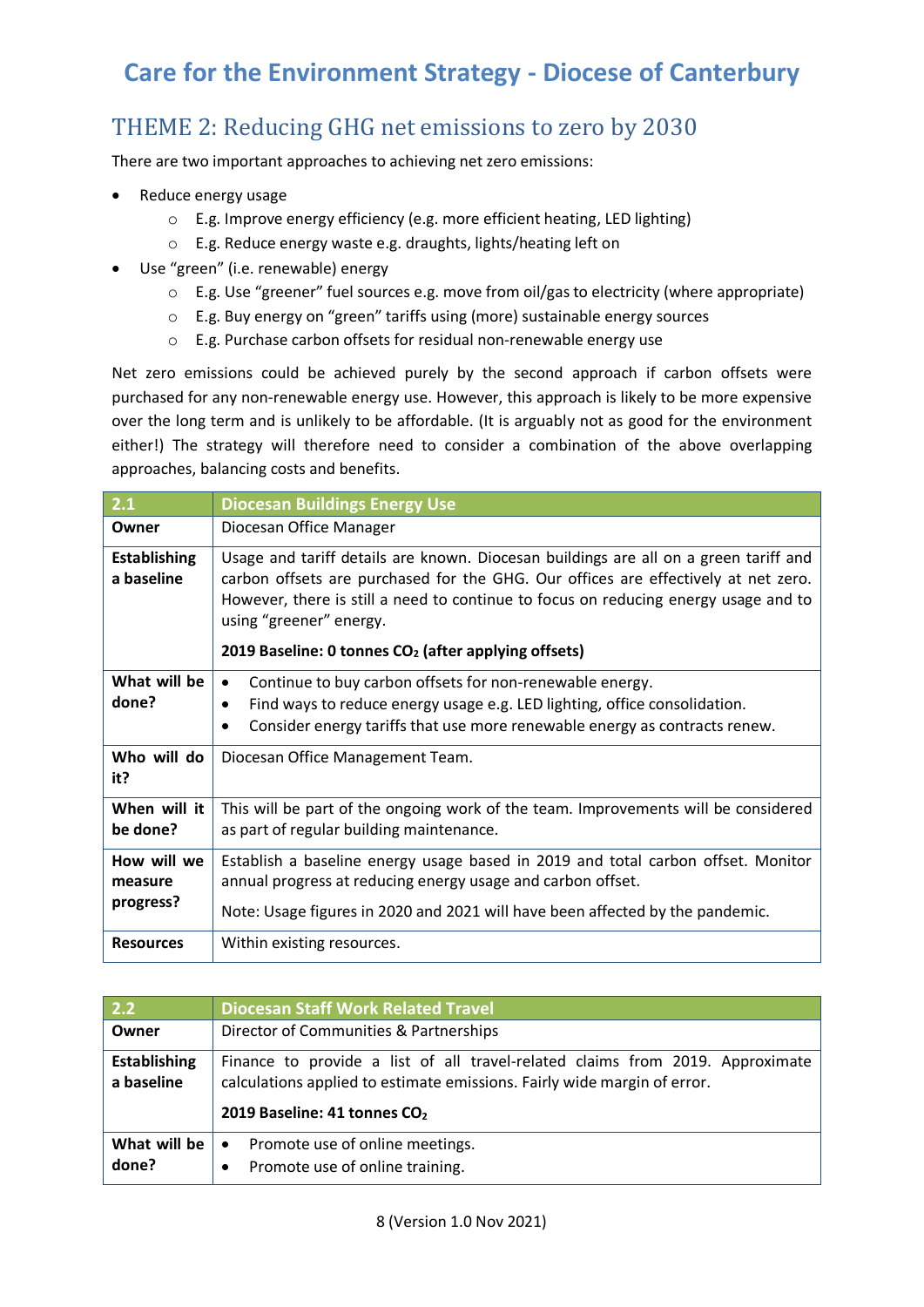# Care for the Environment Strategy - Diocese of Canterbury

## THEME 2: Reducing GHG net emissions to zero by 2030

There are two important approaches to achieving net zero emissions:

- Reduce energy usage
  - E.g. Improve energy efficiency (e.g. more efficient heating, LED lighting)
  - E.g. Reduce energy waste e.g. draughts, lights/heating left on
- Use "green" (i.e. renewable) energy
  - E.g. Use "greener" fuel sources e.g. move from oil/gas to electricity (where appropriate)
  - E.g. Buy energy on "green" tariffs using (more) sustainable energy sources
  - E.g. Purchase carbon offsets for residual non-renewable energy use

Net zero emissions could be achieved purely by the second approach if carbon offsets were purchased for any non-renewable energy use. However, this approach is likely to be more expensive over the long term and is unlikely to be affordable. (It is arguably not as good for the environment either!) The strategy will therefore need to consider a combination of the above overlapping approaches, balancing costs and benefits.

| 2.1 | Diocesan Buildings Energy Use |
|---|---|
| **Owner** | Diocesan Office Manager |
| **Establishing a baseline** | Usage and tariff details are known. Diocesan buildings are all on a green tariff and carbon offsets are purchased for the GHG. Our offices are effectively at net zero. However, there is still a need to continue to focus on reducing energy usage and to using "greener" energy.<br><br>**2019 Baseline: 0 tonnes $CO_2$ (after applying offsets)** |
| **What will be done?** | • Continue to buy carbon offsets for non-renewable energy.<br>• Find ways to reduce energy usage e.g. LED lighting, office consolidation.<br>• Consider energy tariffs that use more renewable energy as contracts renew. |
| **Who will do it?** | Diocesan Office Management Team. |
| **When will it be done?** | This will be part of the ongoing work of the team. Improvements will be considered as part of regular building maintenance. |
| **How will we measure progress?** | Establish a baseline energy usage based in 2019 and total carbon offset. Monitor annual progress at reducing energy usage and carbon offset.<br><br>Note: Usage figures in 2020 and 2021 will have been affected by the pandemic. |
| **Resources** | Within existing resources. |

| 2.2 | Diocesan Staff Work Related Travel |
|---|---|
| **Owner** | Director of Communities & Partnerships |
| **Establishing a baseline** | Finance to provide a list of all travel-related claims from 2019. Approximate calculations applied to estimate emissions. Fairly wide margin of error.<br><br>**2019 Baseline: 41 tonnes $CO_2$** |
| **What will be done?** | • Promote use of online meetings.<br>• Promote use of online training. |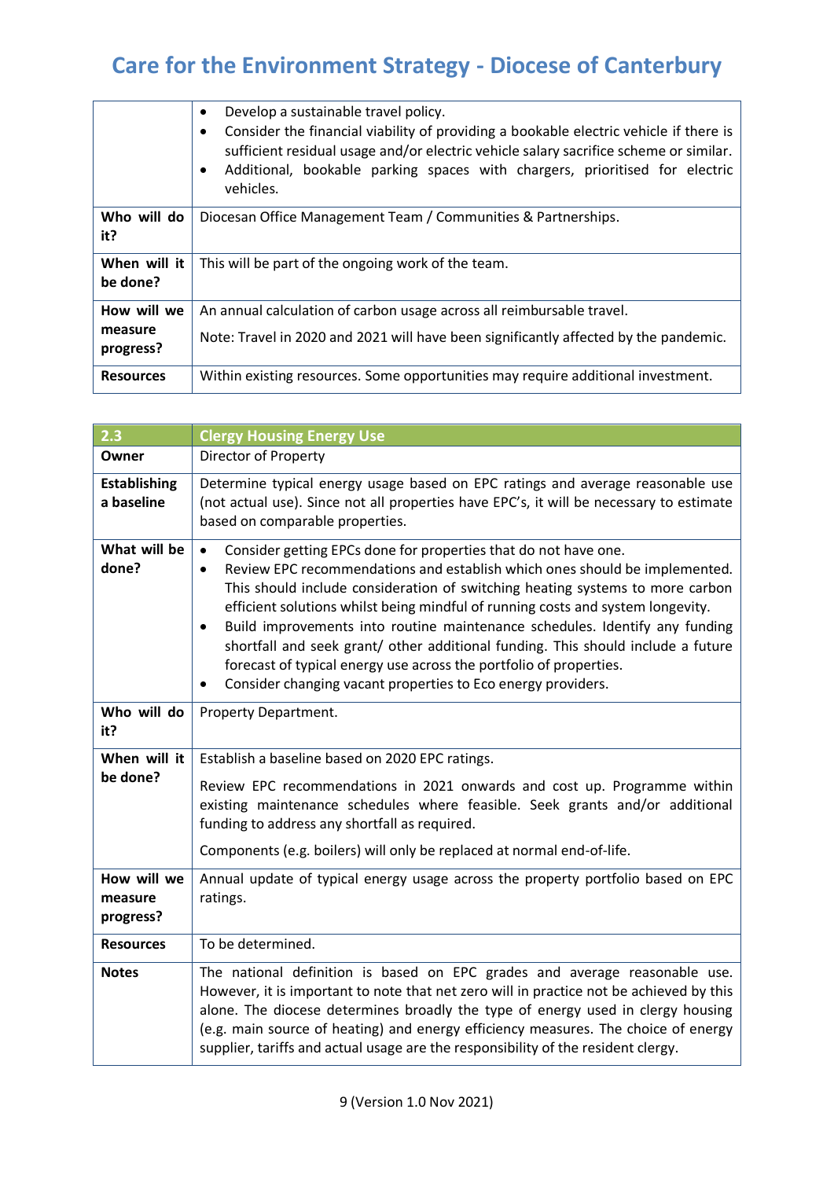| | |
|---|---|
| | • Develop a sustainable travel policy.<br>• Consider the financial viability of providing a bookable electric vehicle if there is sufficient residual usage and/or electric vehicle salary sacrifice scheme or similar.<br>• Additional, bookable parking spaces with chargers, prioritised for electric vehicles. |
| **Who will do it?** | Diocesan Office Management Team / Communities & Partnerships. |
| **When will it be done?** | This will be part of the ongoing work of the team. |
| **How will we measure progress?** | An annual calculation of carbon usage across all reimbursable travel.<br><br>Note: Travel in 2020 and 2021 will have been significantly affected by the pandemic. |
| **Resources** | Within existing resources. Some opportunities may require additional investment. |

| **2.3** | **Clergy Housing Energy Use** |
|---|---|
| **Owner** | Director of Property |
| **Establishing a baseline** | Determine typical energy usage based on EPC ratings and average reasonable use (not actual use). Since not all properties have EPC's, it will be necessary to estimate based on comparable properties. |
| **What will be done?** | • Consider getting EPCs done for properties that do not have one.<br>• Review EPC recommendations and establish which ones should be implemented. This should include consideration of switching heating systems to more carbon efficient solutions whilst being mindful of running costs and system longevity.<br>• Build improvements into routine maintenance schedules. Identify any funding shortfall and seek grant/ other additional funding. This should include a future forecast of typical energy use across the portfolio of properties.<br>• Consider changing vacant properties to Eco energy providers. |
| **Who will do it?** | Property Department. |
| **When will it be done?** | Establish a baseline based on 2020 EPC ratings.<br><br>Review EPC recommendations in 2021 onwards and cost up. Programme within existing maintenance schedules where feasible. Seek grants and/or additional funding to address any shortfall as required.<br><br>Components (e.g. boilers) will only be replaced at normal end-of-life. |
| **How will we measure progress?** | Annual update of typical energy usage across the property portfolio based on EPC ratings. |
| **Resources** | To be determined. |
| **Notes** | The national definition is based on EPC grades and average reasonable use. However, it is important to note that net zero will in practice not be achieved by this alone. The diocese determines broadly the type of energy used in clergy housing (e.g. main source of heating) and energy efficiency measures. The choice of energy supplier, tariffs and actual usage are the responsibility of the resident clergy. |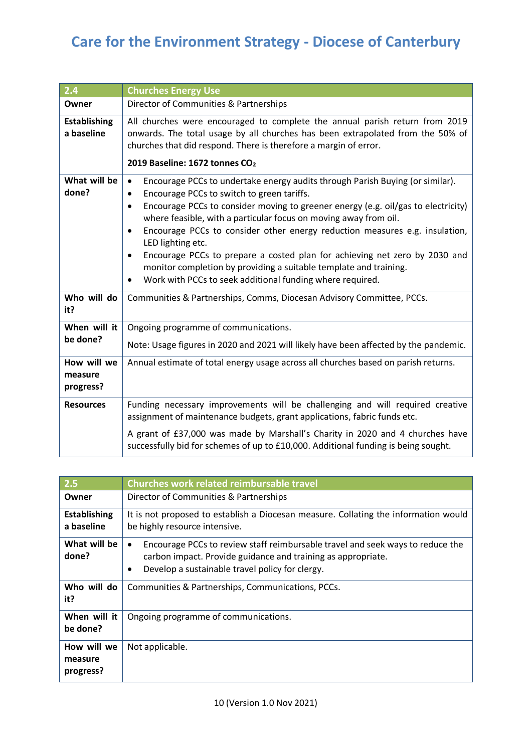| 2.4 | Churches Energy Use |
|---|---|
| **Owner** | Director of Communities & Partnerships |
| **Establishing a baseline** | All churches were encouraged to complete the annual parish return from 2019 onwards. The total usage by all churches has been extrapolated from the 50% of churches that did respond. There is therefore a margin of error.<br><br>**2019 Baseline: 1672 tonnes $CO_2$** |
| **What will be done?** | • Encourage PCCs to undertake energy audits through Parish Buying (or similar).<br>• Encourage PCCs to switch to green tariffs.<br>• Encourage PCCs to consider moving to greener energy (e.g. oil/gas to electricity) where feasible, with a particular focus on moving away from oil.<br>• Encourage PCCs to consider other energy reduction measures e.g. insulation, LED lighting etc.<br>• Encourage PCCs to prepare a costed plan for achieving net zero by 2030 and monitor completion by providing a suitable template and training.<br>• Work with PCCs to seek additional funding where required. |
| **Who will do it?** | Communities & Partnerships, Comms, Diocesan Advisory Committee, PCCs. |
| **When will it be done?** | Ongoing programme of communications.<br><br>Note: Usage figures in 2020 and 2021 will likely have been affected by the pandemic. |
| **How will we measure progress?** | Annual estimate of total energy usage across all churches based on parish returns. |
| **Resources** | Funding necessary improvements will be challenging and will required creative assignment of maintenance budgets, grant applications, fabric funds etc.<br><br>A grant of £37,000 was made by Marshall's Charity in 2020 and 4 churches have successfully bid for schemes of up to £10,000. Additional funding is being sought. |

| 2.5 | Churches work related reimbursable travel |
|---|---|
| **Owner** | Director of Communities & Partnerships |
| **Establishing a baseline** | It is not proposed to establish a Diocesan measure. Collating the information would be highly resource intensive. |
| **What will be done?** | • Encourage PCCs to review staff reimbursable travel and seek ways to reduce the carbon impact. Provide guidance and training as appropriate.<br>• Develop a sustainable travel policy for clergy. |
| **Who will do it?** | Communities & Partnerships, Communications, PCCs. |
| **When will it be done?** | Ongoing programme of communications. |
| **How will we measure progress?** | Not applicable. |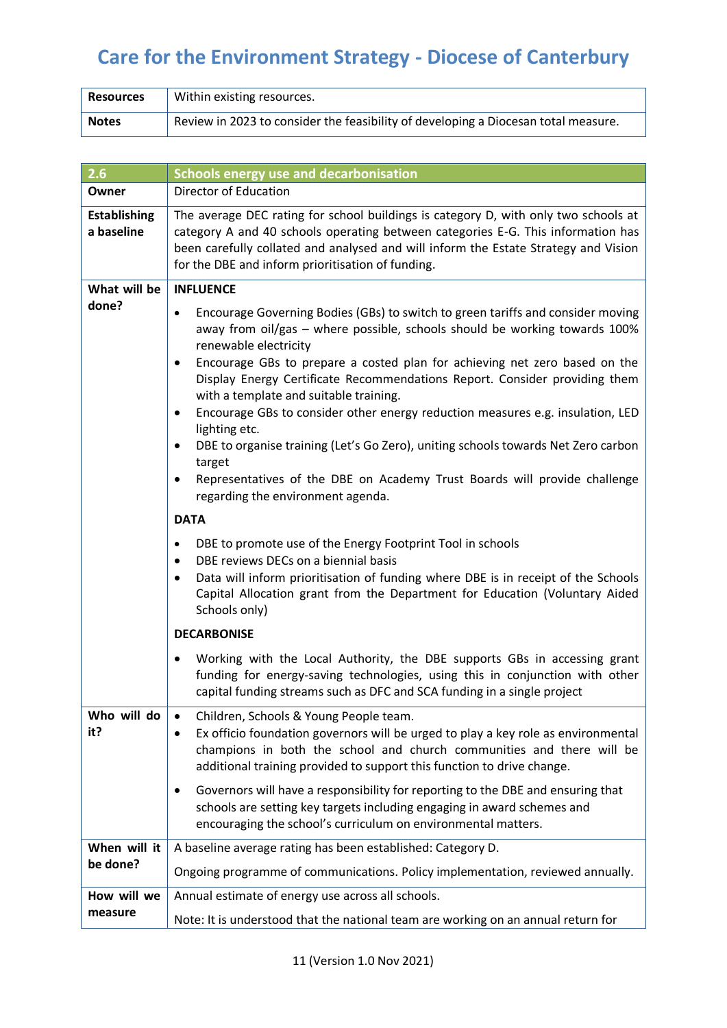| Resources | Within existing resources. |
|---|---|
| Notes | Review in 2023 to consider the feasibility of developing a Diocesan total measure. |

| 2.6 | Schools energy use and decarbonisation |
|---|---|
| Owner | Director of Education |
| Establishing a baseline | The average DEC rating for school buildings is category D, with only two schools at category A and 40 schools operating between categories E-G. This information has been carefully collated and analysed and will inform the Estate Strategy and Vision for the DBE and inform prioritisation of funding. |
| What will be done? | **INFLUENCE**<br>• Encourage Governing Bodies (GBs) to switch to green tariffs and consider moving away from oil/gas – where possible, schools should be working towards 100% renewable electricity<br>• Encourage GBs to prepare a costed plan for achieving net zero based on the Display Energy Certificate Recommendations Report. Consider providing them with a template and suitable training.<br>• Encourage GBs to consider other energy reduction measures e.g. insulation, LED lighting etc.<br>• DBE to organise training (Let's Go Zero), uniting schools towards Net Zero carbon target<br>• Representatives of the DBE on Academy Trust Boards will provide challenge regarding the environment agenda.<br>**DATA**<br>• DBE to promote use of the Energy Footprint Tool in schools<br>• DBE reviews DECs on a biennial basis<br>• Data will inform prioritisation of funding where DBE is in receipt of the Schools Capital Allocation grant from the Department for Education (Voluntary Aided Schools only)<br>**DECARBONISE**<br>• Working with the Local Authority, the DBE supports GBs in accessing grant funding for energy-saving technologies, using this in conjunction with other capital funding streams such as DFC and SCA funding in a single project |
| Who will do it? | • Children, Schools & Young People team.<br>• Ex officio foundation governors will be urged to play a key role as environmental champions in both the school and church communities and there will be additional training provided to support this function to drive change.<br>• Governors will have a responsibility for reporting to the DBE and ensuring that schools are setting key targets including engaging in award schemes and encouraging the school's curriculum on environmental matters. |
| When will it be done? | A baseline average rating has been established: Category D.<br>Ongoing programme of communications. Policy implementation, reviewed annually. |
| How will we measure | Annual estimate of energy use across all schools.<br>Note: It is understood that the national team are working on an annual return for |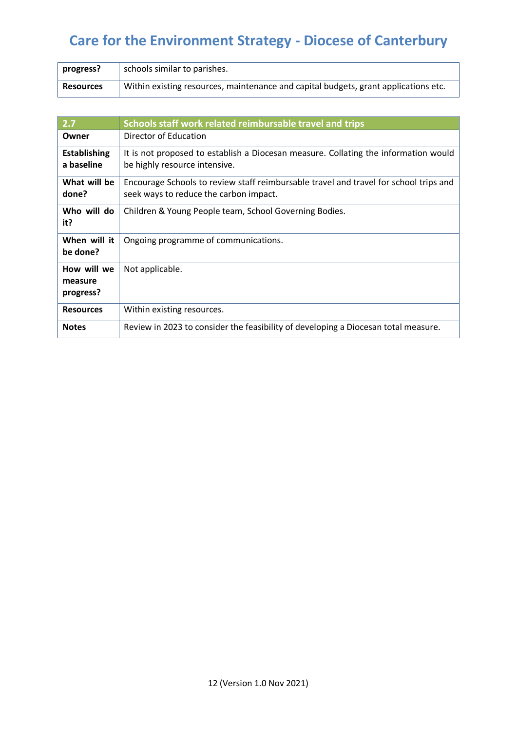| progress? | schools similar to parishes. |
|---|---|
| **Resources** | Within existing resources, maintenance and capital budgets, grant applications etc. |

| 2.7 | Schools staff work related reimbursable travel and trips |
|---|---|
| **Owner** | Director of Education |
| **Establishing a baseline** | It is not proposed to establish a Diocesan measure. Collating the information would be highly resource intensive. |
| **What will be done?** | Encourage Schools to review staff reimbursable travel and travel for school trips and seek ways to reduce the carbon impact. |
| **Who will do it?** | Children & Young People team, School Governing Bodies. |
| **When will it be done?** | Ongoing programme of communications. |
| **How will we measure progress?** | Not applicable. |
| **Resources** | Within existing resources. |
| **Notes** | Review in 2023 to consider the feasibility of developing a Diocesan total measure. |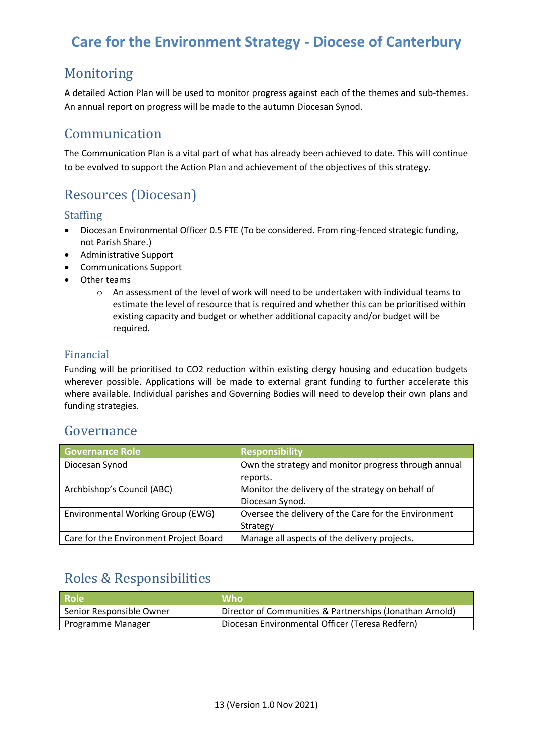## Monitoring

A detailed Action Plan will be used to monitor progress against each of the themes and sub-themes. An annual report on progress will be made to the autumn Diocesan Synod.

## Communication

The Communication Plan is a vital part of what has already been achieved to date. This will continue to be evolved to support the Action Plan and achievement of the objectives of this strategy.

## Resources (Diocesan)

### Staffing

- Diocesan Environmental Officer 0.5 FTE (To be considered. From ring-fenced strategic funding, not Parish Share.)
- Administrative Support
- Communications Support
- Other teams
    - An assessment of the level of work will need to be undertaken with individual teams to estimate the level of resource that is required and whether this can be prioritised within existing capacity and budget or whether additional capacity and/or budget will be required.

### Financial

Funding will be prioritised to $CO_2$ reduction within existing clergy housing and education budgets wherever possible. Applications will be made to external grant funding to further accelerate this where available. Individual parishes and Governing Bodies will need to develop their own plans and funding strategies.

## Governance

| Governance Role | Responsibility |
|---|---|
| Diocesan Synod | Own the strategy and monitor progress through annual reports. |
| Archbishop's Council (ABC) | Monitor the delivery of the strategy on behalf of Diocesan Synod. |
| Environmental Working Group (EWG) | Oversee the delivery of the Care for the Environment Strategy |
| Care for the Environment Project Board | Manage all aspects of the delivery projects. |

## Roles & Responsibilities

| Role | Who |
|---|---|
| Senior Responsible Owner | Director of Communities & Partnerships (Jonathan Arnold) |
| Programme Manager | Diocesan Environmental Officer (Teresa Redfern) |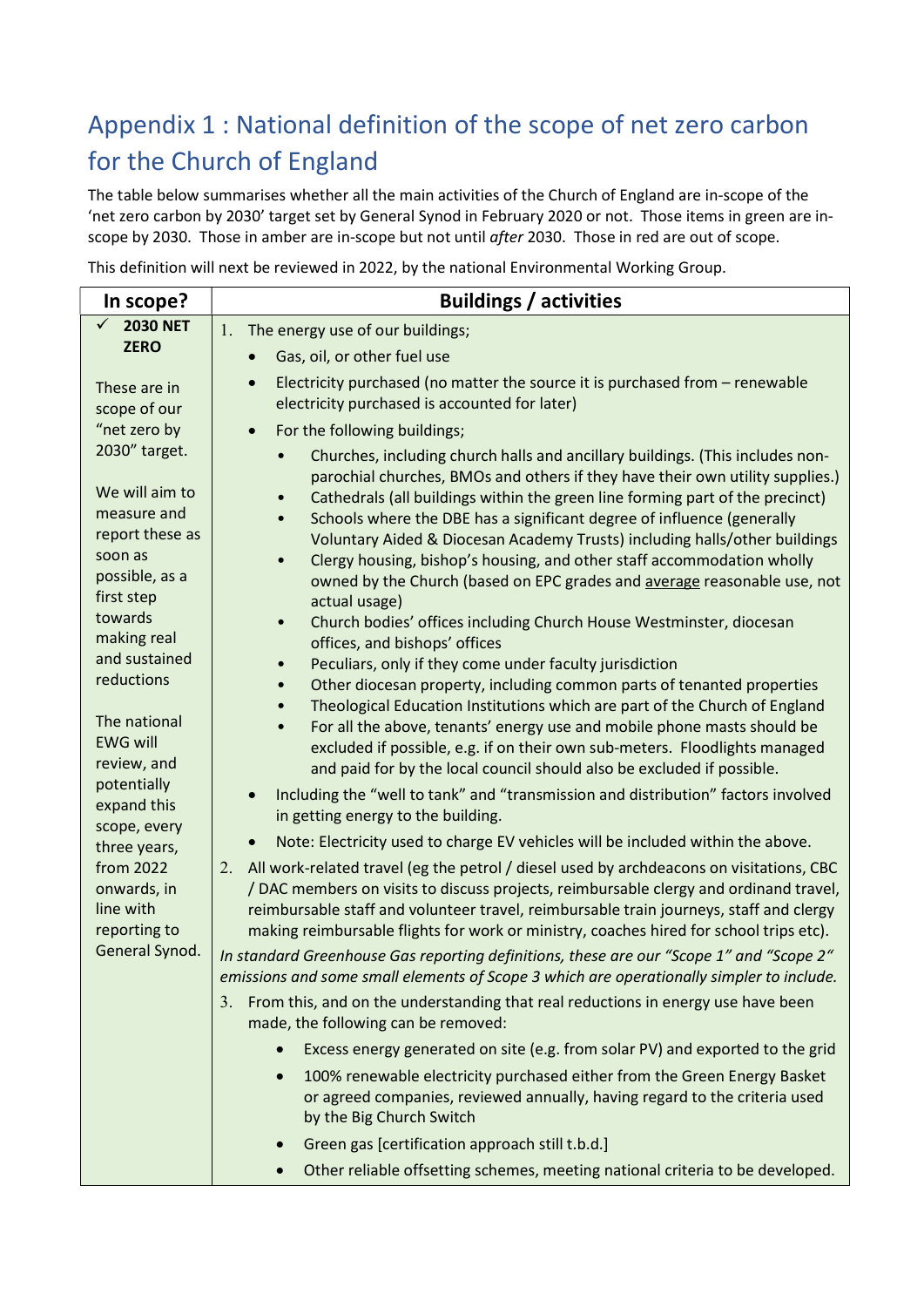## Appendix 1 : National definition of the scope of net zero carbon for the Church of England

The table below summarises whether all the main activities of the Church of England are in-scope of the 'net zero carbon by 2030' target set by General Synod in February 2020 or not. Those items in green are in-scope by 2030. Those in amber are in-scope but not until *after* 2030. Those in red are out of scope.

This definition will next be reviewed in 2022, by the national Environmental Working Group.

| In scope? | Buildings / activities |
|---|---|
| ✓ **2030 NET ZERO**<br><br>These are in scope of our "net zero by 2030" target.<br><br>We will aim to measure and report these as soon as possible, as a first step towards making real and sustained reductions<br><br>The national EWG will review, and potentially expand this scope, every three years, from 2022 onwards, in line with reporting to General Synod. | 1. The energy use of our buildings;<br>• Gas, oil, or other fuel use<br>• Electricity purchased (no matter the source it is purchased from – renewable electricity purchased is accounted for later)<br>• For the following buildings;<br>&nbsp;&nbsp;• Churches, including church halls and ancillary buildings. (This includes non-parochial churches, BMOs and others if they have their own utility supplies.)<br>&nbsp;&nbsp;• Cathedrals (all buildings within the green line forming part of the precinct)<br>&nbsp;&nbsp;• Schools where the DBE has a significant degree of influence (generally Voluntary Aided & Diocesan Academy Trusts) including halls/other buildings<br>&nbsp;&nbsp;• Clergy housing, bishop's housing, and other staff accommodation wholly owned by the Church (based on EPC grades and average reasonable use, not actual usage)<br>&nbsp;&nbsp;• Church bodies' offices including Church House Westminster, diocesan offices, and bishops' offices<br>&nbsp;&nbsp;• Peculiars, only if they come under faculty jurisdiction<br>&nbsp;&nbsp;• Other diocesan property, including common parts of tenanted properties<br>&nbsp;&nbsp;• Theological Education Institutions which are part of the Church of England<br>&nbsp;&nbsp;• For all the above, tenants' energy use and mobile phone masts should be excluded if possible, e.g. if on their own sub-meters. Floodlights managed and paid for by the local council should also be excluded if possible.<br>• Including the "well to tank" and "transmission and distribution" factors involved in getting energy to the building.<br>• Note: Electricity used to charge EV vehicles will be included within the above.<br>2. All work-related travel (eg the petrol / diesel used by archdeacons on visitations, CBC / DAC members on visits to discuss projects, reimbursable clergy and ordinand travel, reimbursable staff and volunteer travel, reimbursable train journeys, staff and clergy making reimbursable flights for work or ministry, coaches hired for school trips etc).<br>*In standard Greenhouse Gas reporting definitions, these are our "Scope 1" and "Scope 2" emissions and some small elements of Scope 3 which are operationally simpler to include.*<br>3. From this, and on the understanding that real reductions in energy use have been made, the following can be removed:<br>&nbsp;&nbsp;• Excess energy generated on site (e.g. from solar PV) and exported to the grid<br>&nbsp;&nbsp;• 100% renewable electricity purchased either from the Green Energy Basket or agreed companies, reviewed annually, having regard to the criteria used by the Big Church Switch<br>&nbsp;&nbsp;• Green gas [certification approach still t.b.d.]<br>&nbsp;&nbsp;• Other reliable offsetting schemes, meeting national criteria to be developed. |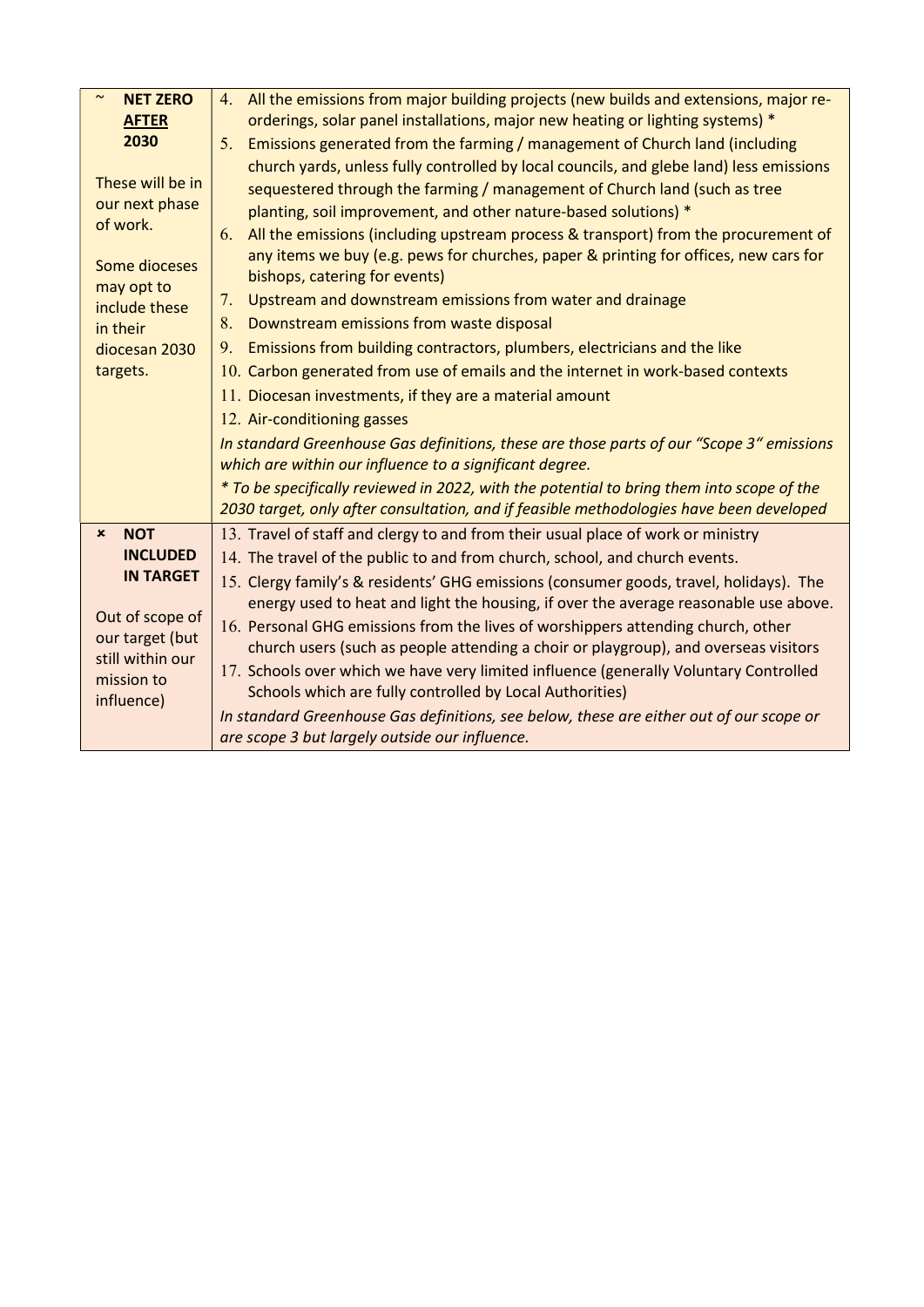| | |
|---|---|
| ~ **NET ZERO <u>AFTER</u> 2030**<br><br>These will be in our next phase of work.<br><br>Some dioceses may opt to include these in their diocesan 2030 targets. | 4. All the emissions from major building projects (new builds and extensions, major re-orderings, solar panel installations, major new heating or lighting systems) *<br>5. Emissions generated from the farming / management of Church land (including church yards, unless fully controlled by local councils, and glebe land) less emissions sequestered through the farming / management of Church land (such as tree planting, soil improvement, and other nature-based solutions) *<br>6. All the emissions (including upstream process & transport) from the procurement of any items we buy (e.g. pews for churches, paper & printing for offices, new cars for bishops, catering for events)<br>7. Upstream and downstream emissions from water and drainage<br>8. Downstream emissions from waste disposal<br>9. Emissions from building contractors, plumbers, electricians and the like<br>10. Carbon generated from use of emails and the internet in work-based contexts<br>11. Diocesan investments, if they are a material amount<br>12. Air-conditioning gasses<br>*In standard Greenhouse Gas definitions, these are those parts of our "Scope 3" emissions which are within our influence to a significant degree.*<br>*\* To be specifically reviewed in 2022, with the potential to bring them into scope of the 2030 target, only after consultation, and if feasible methodologies have been developed* |
| × **NOT INCLUDED IN TARGET**<br><br>Out of scope of our target (but still within our mission to influence) | 13. Travel of staff and clergy to and from their usual place of work or ministry<br>14. The travel of the public to and from church, school, and church events.<br>15. Clergy family's & residents' GHG emissions (consumer goods, travel, holidays). The energy used to heat and light the housing, if over the average reasonable use above.<br>16. Personal GHG emissions from the lives of worshippers attending church, other church users (such as people attending a choir or playgroup), and overseas visitors<br>17. Schools over which we have very limited influence (generally Voluntary Controlled Schools which are fully controlled by Local Authorities)<br>*In standard Greenhouse Gas definitions, see below, these are either out of our scope or are scope 3 but largely outside our influence.* |